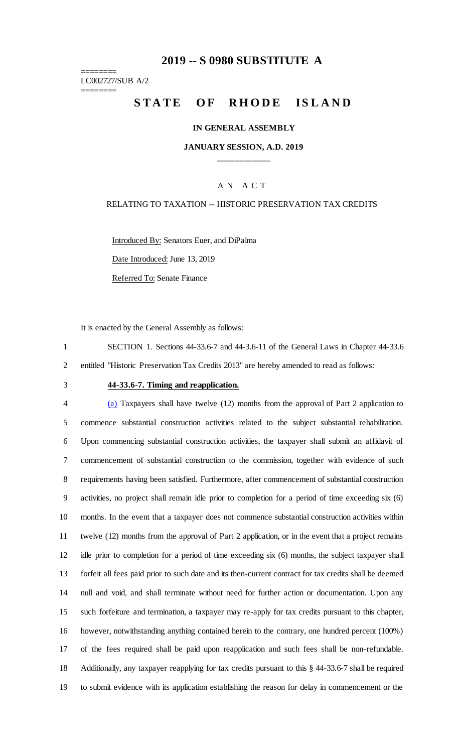# 2019 -- S 0980 SUBSTITUTE A

========
LC002727/SUB A/2
========

# STATE OF RHODE ISLAND

**IN GENERAL ASSEMBLY**

**JANUARY SESSION, A.D. 2019**

\_\_\_\_\_\_\_\_\_\_\_\_

A N A C T

RELATING TO TAXATION -- HISTORIC PRESERVATION TAX CREDITS

Introduced By: Senators Euer, and DiPalma

Date Introduced: June 13, 2019

Referred To: Senate Finance

It is enacted by the General Assembly as follows:

SECTION 1. Sections 44-33.6-7 and 44-3.6-11 of the General Laws in Chapter 44-33.6 entitled "Historic Preservation Tax Credits 2013" are hereby amended to read as follows:

**44-33.6-7. Timing and reapplication.**

(a) Taxpayers shall have twelve (12) months from the approval of Part 2 application to commence substantial construction activities related to the subject substantial rehabilitation. Upon commencing substantial construction activities, the taxpayer shall submit an affidavit of commencement of substantial construction to the commission, together with evidence of such requirements having been satisfied. Furthermore, after commencement of substantial construction activities, no project shall remain idle prior to completion for a period of time exceeding six (6) months. In the event that a taxpayer does not commence substantial construction activities within twelve (12) months from the approval of Part 2 application, or in the event that a project remains idle prior to completion for a period of time exceeding six (6) months, the subject taxpayer shall forfeit all fees paid prior to such date and its then-current contract for tax credits shall be deemed null and void, and shall terminate without need for further action or documentation. Upon any such forfeiture and termination, a taxpayer may re-apply for tax credits pursuant to this chapter, however, notwithstanding anything contained herein to the contrary, one hundred percent (100%) of the fees required shall be paid upon reapplication and such fees shall be non-refundable. Additionally, any taxpayer reapplying for tax credits pursuant to this § 44-33.6-7 shall be required to submit evidence with its application establishing the reason for delay in commencement or the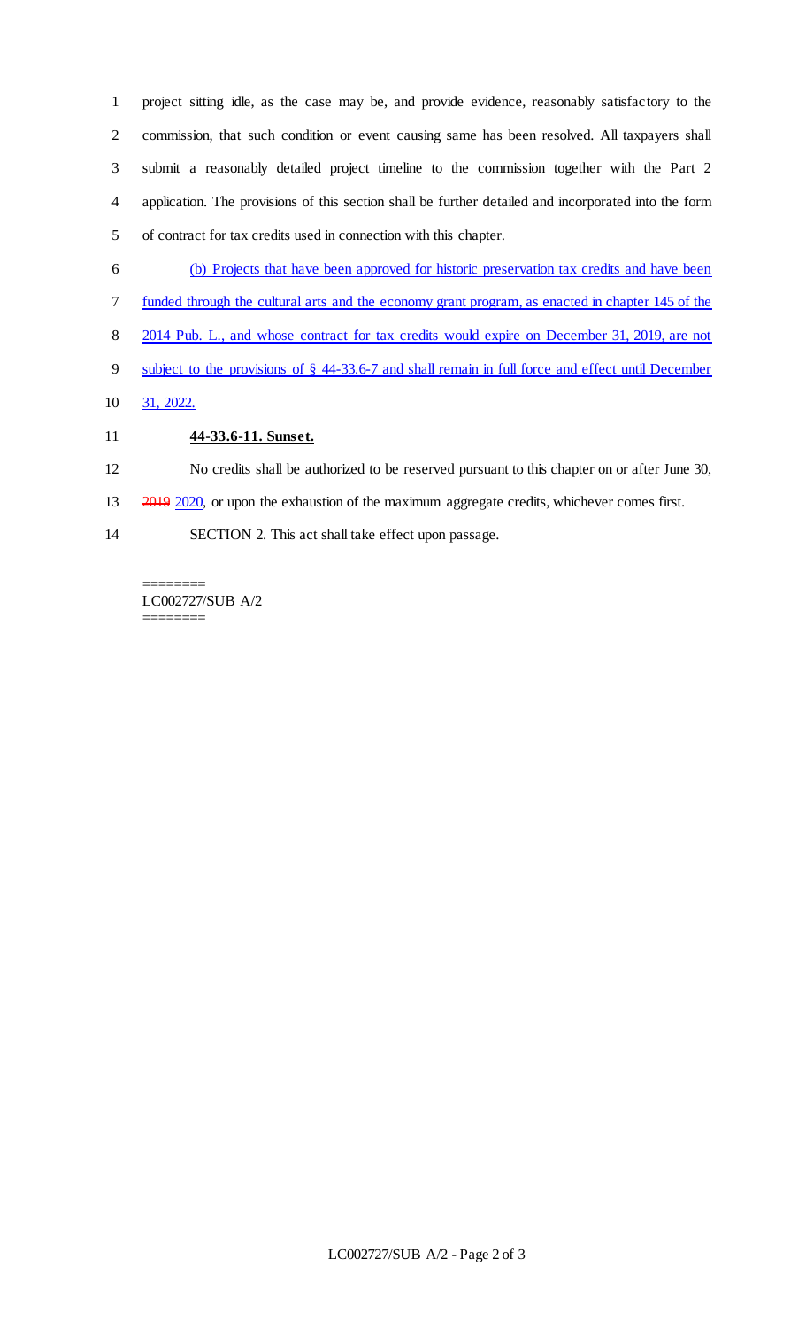project sitting idle, as the case may be, and provide evidence, reasonably satisfactory to the commission, that such condition or event causing same has been resolved. All taxpayers shall submit a reasonably detailed project timeline to the commission together with the Part 2 application. The provisions of this section shall be further detailed and incorporated into the form of contract for tax credits used in connection with this chapter.

(b) Projects that have been approved for historic preservation tax credits and have been funded through the cultural arts and the economy grant program, as enacted in chapter 145 of the 2014 Pub. L., and whose contract for tax credits would expire on December 31, 2019, are not subject to the provisions of § 44-33.6-7 and shall remain in full force and effect until December 31, 2022.

**44-33.6-11. Sunset.**

No credits shall be authorized to be reserved pursuant to this chapter on or after June 30, ~~2019~~ 2020, or upon the exhaustion of the maximum aggregate credits, whichever comes first.

SECTION 2. This act shall take effect upon passage.

========
LC002727/SUB A/2
========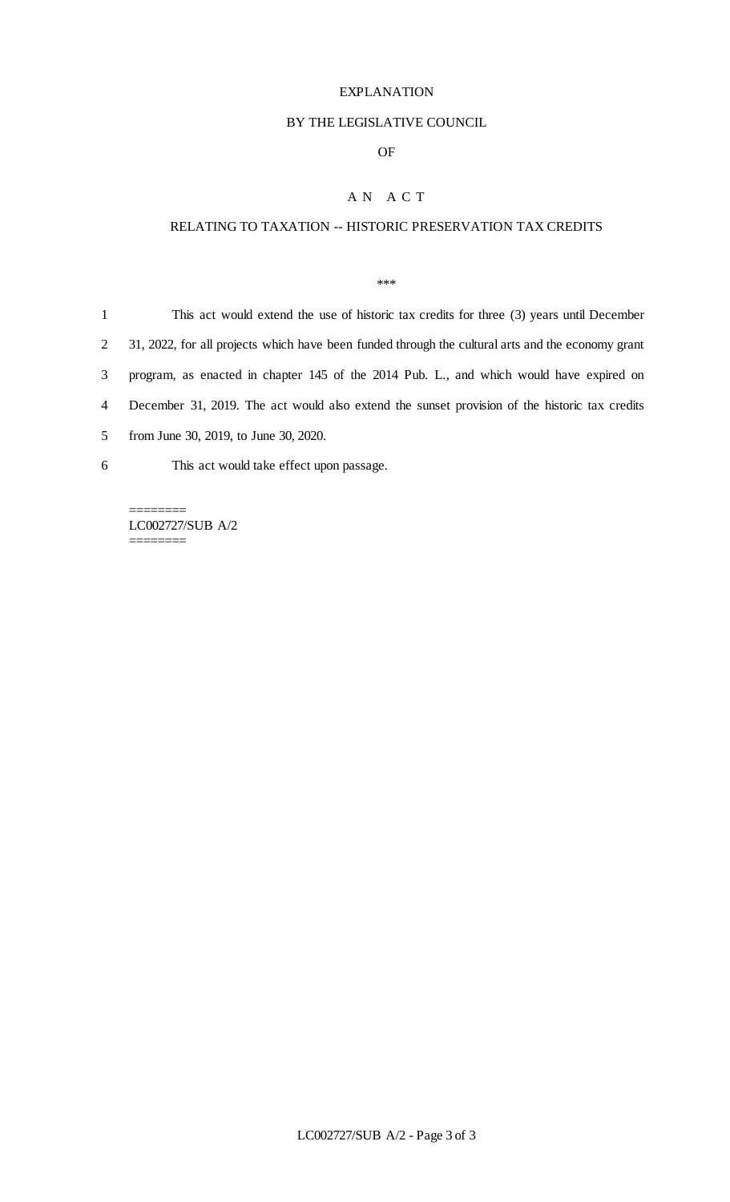EXPLANATION

BY THE LEGISLATIVE COUNCIL

OF

A N A C T

RELATING TO TAXATION -- HISTORIC PRESERVATION TAX CREDITS

\*\*\*

1 This act would extend the use of historic tax credits for three (3) years until December
2 31, 2022, for all projects which have been funded through the cultural arts and the economy grant
3 program, as enacted in chapter 145 of the 2014 Pub. L., and which would have expired on
4 December 31, 2019. The act would also extend the sunset provision of the historic tax credits
5 from June 30, 2019, to June 30, 2020.

6 This act would take effect upon passage.

========
LC002727/SUB A/2
========